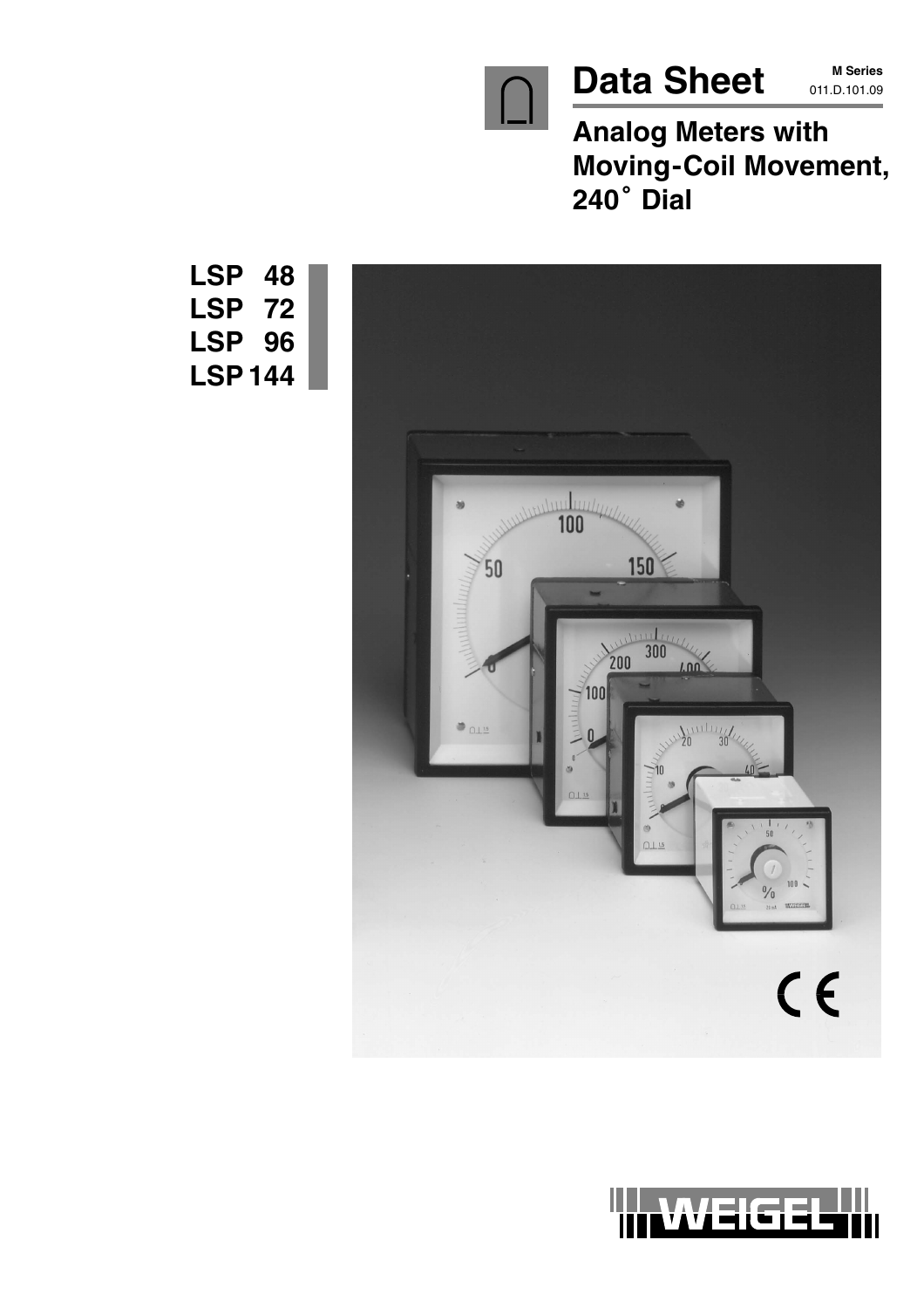# Data Sheet

**M Series**
011.D.101.09

## Analog Meters with Moving-Coil Movement, 240˚ Dial

**LSP 48**
**LSP 72**
**LSP 96**
**LSP 144**

WEIGEL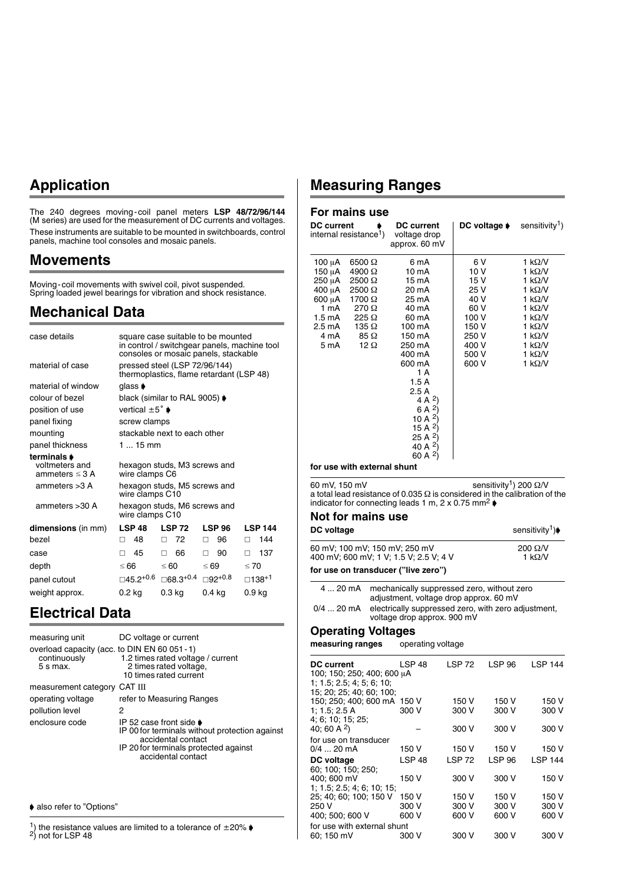## Application

The 240 degrees moving-coil panel meters **LSP 48/72/96/144** (M series) are used for the measurement of DC currents and voltages. These instruments are suitable to be mounted in switchboards, control panels, machine tool consoles and mosaic panels.

## Movements

Moving-coil movements with swivel coil, pivot suspended. Spring loaded jewel bearings for vibration and shock resistance.

## Mechanical Data

| | |
|---|---|
| case details | square case suitable to be mounted in control / switchgear panels, machine tool consoles or mosaic panels, stackable |
| material of case | pressed steel (LSP 72/96/144) thermoplastics, flame retardant (LSP 48) |
| material of window | glass ➧ |
| colour of bezel | black (similar to RAL 9005) ➧ |
| position of use | vertical ±5˚ ➧ |
| panel fixing | screw clamps |
| mounting | stackable next to each other |
| panel thickness | 1 ... 15 mm |
| **terminals** ➧ | |
| voltmeters and ammeters ≤ 3 A | hexagon studs, M3 screws and wire clamps C6 |
| ammeters >3 A | hexagon studs, M5 screws and wire clamps C10 |
| ammeters >30 A | hexagon studs, M6 screws and wire clamps C10 |

| **dimensions** (in mm) | **LSP 48** | **LSP 72** | **LSP 96** | **LSP 144** |
|---|---|---|---|---|
| bezel | □ 48 | □ 72 | □ 96 | □ 144 |
| case | □ 45 | □ 66 | □ 90 | □ 137 |
| depth | ≤ 66 | ≤ 60 | ≤ 69 | ≤ 70 |
| panel cutout | $□45.2^{+0.6}$ | $□68.3^{+0.4}$ | $□92^{+0.8}$ | $□138^{+1}$ |
| weight approx. | 0.2 kg | 0.3 kg | 0.4 kg | 0.9 kg |

## Electrical Data

| | |
|---|---|
| measuring unit | DC voltage or current |
| overload capacity (acc. to DIN EN 60 051-1) | |
| continuously | 1.2 times rated voltage / current |
| 5 s max. | 2 times rated voltage, 10 times rated current |
| measurement category | CAT III |
| operating voltage | refer to Measuring Ranges |
| pollution level | 2 |
| enclosure code | IP 52 case front side ➧<br>IP 00 for terminals without protection against accidental contact<br>IP 20 for terminals protected against accidental contact |

➧ also refer to "Options"

[1]) the resistance values are limited to a tolerance of ±20% ➧
[2]) not for LSP 48

## Measuring Ranges

### For mains use

| DC current ➧ | internal resistance[1]) | DC current voltage drop approx. 60 mV | DC voltage ➧ | sensitivity[1]) |
|---|---|---|---|---|
| 100 μA | 6500 Ω | 6 mA | 6 V | 1 kΩ/V |
| 150 μA | 4900 Ω | 10 mA | 10 V | 1 kΩ/V |
| 250 μA | 2500 Ω | 15 mA | 15 V | 1 kΩ/V |
| 400 μA | 2500 Ω | 20 mA | 25 V | 1 kΩ/V |
| 600 μA | 1700 Ω | 25 mA | 40 V | 1 kΩ/V |
| 1 mA | 270 Ω | 40 mA | 60 V | 1 kΩ/V |
| 1.5 mA | 225 Ω | 60 mA | 100 V | 1 kΩ/V |
| 2.5 mA | 135 Ω | 100 mA | 150 V | 1 kΩ/V |
| 4 mA | 85 Ω | 150 mA | 250 V | 1 kΩ/V |
| 5 mA | 12 Ω | 250 mA | 400 V | 1 kΩ/V |
| | | 400 mA | 500 V | 1 kΩ/V |
| | | 600 mA | 600 V | 1 kΩ/V |
| | | 1 A | | |
| | | 1.5 A | | |
| | | 2.5 A | | |
| | | 4 A [2]) | | |
| | | 6 A [2]) | | |
| | | 10 A [2]) | | |
| | | 15 A [2]) | | |
| | | 25 A [2]) | | |
| | | 40 A [2]) | | |
| | | 60 A [2]) | | |

**for use with external shunt**

60 mV, 150 mV — sensitivity[1]) 200 Ω/V
a total lead resistance of 0.035 Ω is considered in the calibration of the indicator for connecting leads 1 m, 2 x 0.75 mm² ➧

### Not for mains use

| DC voltage | sensitivity[1])➧ |
|---|---|
| 60 mV; 100 mV; 150 mV; 250 mV | 200 Ω/V |
| 400 mV; 600 mV; 1 V; 1.5 V; 2.5 V; 4 V | 1 kΩ/V |

**for use on transducer ("live zero")**

| | |
|---|---|
| 4 ... 20 mA | mechanically suppressed zero, without zero adjustment, voltage drop approx. 60 mV |
| 0/4 ... 20 mA | electrically suppressed zero, with zero adjustment, voltage drop approx. 900 mV |

### Operating Voltages

| measuring ranges | operating voltage | | | |
|---|---|---|---|---|
| **DC current** | LSP 48 | LSP 72 | LSP 96 | LSP 144 |
| 100; 150; 250; 400; 600 μA<br>1; 1.5; 2.5; 4; 5; 6; 10;<br>15; 20; 25; 40; 60; 100;<br>150; 250; 400; 600 mA | 150 V | 150 V | 150 V | 150 V |
| 1; 1.5; 2.5 A | 300 V | 300 V | 300 V | 300 V |
| 4; 6; 10; 15; 25;<br>40; 60 A [2]) | – | 300 V | 300 V | 300 V |
| for use on transducer<br>0/4 ... 20 mA | 150 V | 150 V | 150 V | 150 V |
| **DC voltage** | LSP 48 | LSP 72 | LSP 96 | LSP 144 |
| 60; 100; 150; 250;<br>400; 600 mV | 150 V | 300 V | 300 V | 150 V |
| 1; 1.5; 2.5; 4; 6; 10; 15;<br>25; 40; 60; 100; 150 V | 150 V | 150 V | 150 V | 150 V |
| 250 V | 300 V | 300 V | 300 V | 300 V |
| 400; 500; 600 V | 600 V | 600 V | 600 V | 600 V |
| for use with external shunt<br>60; 150 mV | 300 V | 300 V | 300 V | 300 V |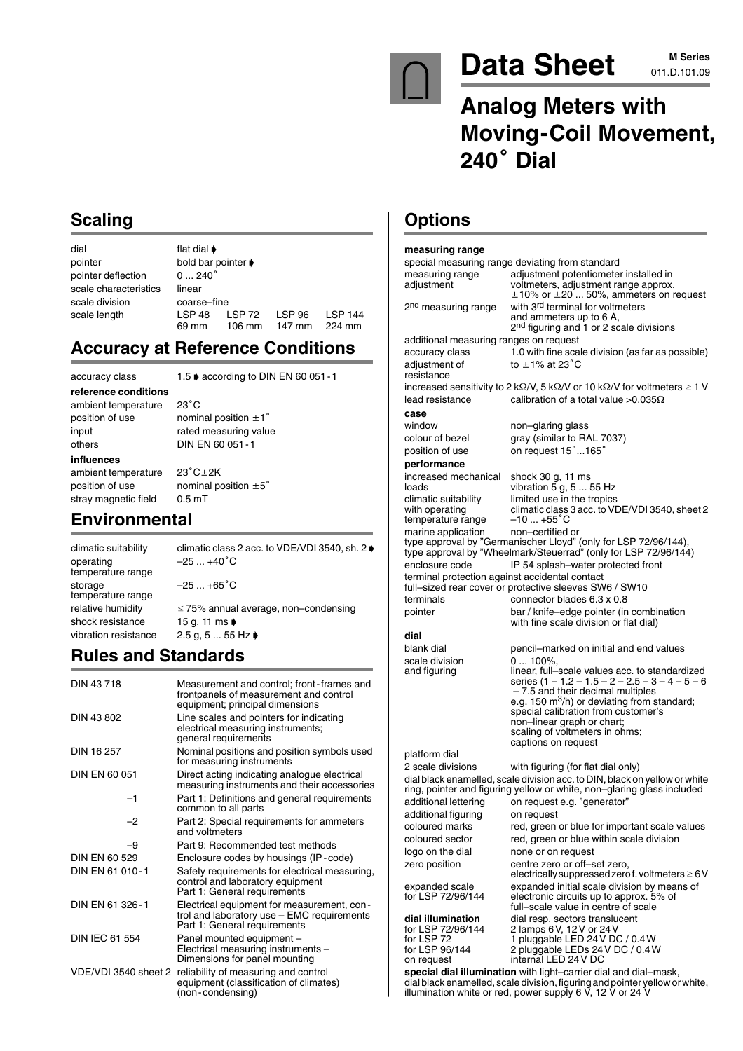# Data Sheet

**M Series**
011.D.101.09

## Analog Meters with Moving-Coil Movement, 240˚ Dial

## Scaling

| | |
|---|---|
| dial | flat dial ➧ |
| pointer | bold bar pointer ➧ |
| pointer deflection | 0 ... 240˚ |
| scale characteristics | linear |
| scale division | coarse–fine |
| scale length | LSP 48: 69 mm; LSP 72: 106 mm; LSP 96: 147 mm; LSP 144: 224 mm |

## Accuracy at Reference Conditions

| | |
|---|---|
| accuracy class | 1.5 ➧ according to DIN EN 60 051 - 1 |
| **reference conditions** | |
| ambient temperature | 23˚C |
| position of use | nominal position ±1˚ |
| input | rated measuring value |
| others | DIN EN 60 051 - 1 |
| **influences** | |
| ambient temperature | 23˚C±2K |
| position of use | nominal position ±5˚ |
| stray magnetic field | 0.5 mT |

## Environmental

| | |
|---|---|
| climatic suitability | climatic class 2 acc. to VDE/VDI 3540, sh. 2 ➧ |
| operating temperature range | –25 ... +40˚C |
| storage temperature range | –25 ... +65˚C |
| relative humidity | ≤ 75% annual average, non–condensing |
| shock resistance | 15 g, 11 ms ➧ |
| vibration resistance | 2.5 g, 5 ... 55 Hz ➧ |

## Rules and Standards

| | |
|---|---|
| DIN 43 718 | Measurement and control; front - frames and frontpanels of measurement and control equipment; principal dimensions |
| DIN 43 802 | Line scales and pointers for indicating electrical measuring instruments; general requirements |
| DIN 16 257 | Nominal positions and position symbols used for measuring instruments |
| DIN EN 60 051 | Direct acting indicating analogue electrical measuring instruments and their accessories |
| –1 | Part 1: Definitions and general requirements common to all parts |
| –2 | Part 2: Special requirements for ammeters and voltmeters |
| –9 | Part 9: Recommended test methods |
| DIN EN 60 529 | Enclosure codes by housings (IP - code) |
| DIN EN 61 010 - 1 | Safety requirements for electrical measuring, control and laboratory equipment Part 1: General requirements |
| DIN EN 61 326 - 1 | Electrical equipment for measurement, control and laboratory use – EMC requirements Part 1: General requirements |
| DIN IEC 61 554 | Panel mounted equipment – Electrical measuring instruments – Dimensions for panel mounting |
| VDE/VDI 3540 sheet 2 | reliability of measuring and control equipment (classification of climates) (non - condensing) |

## Options

**measuring range**

special measuring range deviating from standard

| | |
|---|---|
| measuring range adjustment | adjustment potentiometer installed in voltmeters, adjustment range approx. ±10% or ±20 ... 50%, ammeters on request |
| 2nd measuring range | with 3rd terminal for voltmeters and ammeters up to 6 A, 2nd figuring and 1 or 2 scale divisions |

additional measuring ranges on request

| | |
|---|---|
| accuracy class | 1.0 with fine scale division (as far as possible) |
| adjustment of resistance | to ±1% at 23˚C |

increased sensitivity to 2 kΩ/V, 5 kΩ/V or 10 kΩ/V for voltmeters ≥ 1 V

| | |
|---|---|
| lead resistance | calibration of a total value >0.035Ω |

**case**

| | |
|---|---|
| window | non–glaring glass |
| colour of bezel | gray (similar to RAL 7037) |
| position of use | on request 15˚...165˚ |

**performance**

| | |
|---|---|
| increased mechanical loads | shock 30 g, 11 ms; vibration 5 g, 5 ... 55 Hz |
| climatic suitability with operating temperature range | limited use in the tropics; climatic class 3 acc. to VDE/VDI 3540, sheet 2; –10 ... +55˚C |
| marine application | non–certified or |

type approval by "Germanischer Lloyd" (only for LSP 72/96/144),
type approval by "Wheelmark/Steuerrad" (only for LSP 72/96/144)

| | |
|---|---|
| enclosure code | IP 54 splash–water protected front |

terminal protection against accidental contact
full–sized rear cover or protective sleeves SW6 / SW10

| | |
|---|---|
| terminals | connector blades 6.3 x 0.8 |
| pointer | bar / knife–edge pointer (in combination with fine scale division or flat dial) |

**dial**

| | |
|---|---|
| blank dial | pencil–marked on initial and end values |
| scale division and figuring | 0 ... 100%, linear, full–scale values acc. to standardized series (1 – 1.2 – 1.5 – 2 – 2.5 – 3 – 4 – 5 – 6 – 7.5 and their decimal multiples e.g. 150 $m^3$/h) or deviating from standard; special calibration from customer's non–linear graph or chart; scaling of voltmeters in ohms; captions on request |
| platform dial | |
| 2 scale divisions | with figuring (for flat dial only) |

dial black enamelled, scale division acc. to DIN, black on yellow or white ring, pointer and figuring yellow or white, non–glaring glass included

| | |
|---|---|
| additional lettering | on request e.g. "generator" |
| additional figuring | on request |
| coloured marks | red, green or blue for important scale values |
| coloured sector | red, green or blue within scale division |
| logo on the dial | none or on request |
| zero position | centre zero or off–set zero, electrically suppressed zero f. voltmeters ≥ 6 V |
| expanded scale for LSP 72/96/144 | expanded initial scale division by means of electronic circuits up to approx. 5% of full–scale value in centre of scale |
| **dial illumination** | dial resp. sectors translucent |
| for LSP 72/96/144 | 2 lamps 6 V, 12 V or 24 V |
| for LSP 72 | 1 pluggable LED 24 V DC / 0.4 W |
| for LSP 96/144 | 2 pluggable LEDs 24 V DC / 0.4 W |
| on request | internal LED 24 V DC |

**special dial illumination** with light–carrier dial and dial–mask, dial black enamelled, scale division, figuring and pointer yellow or white, illumination white or red, power supply 6 V, 12 V or 24 V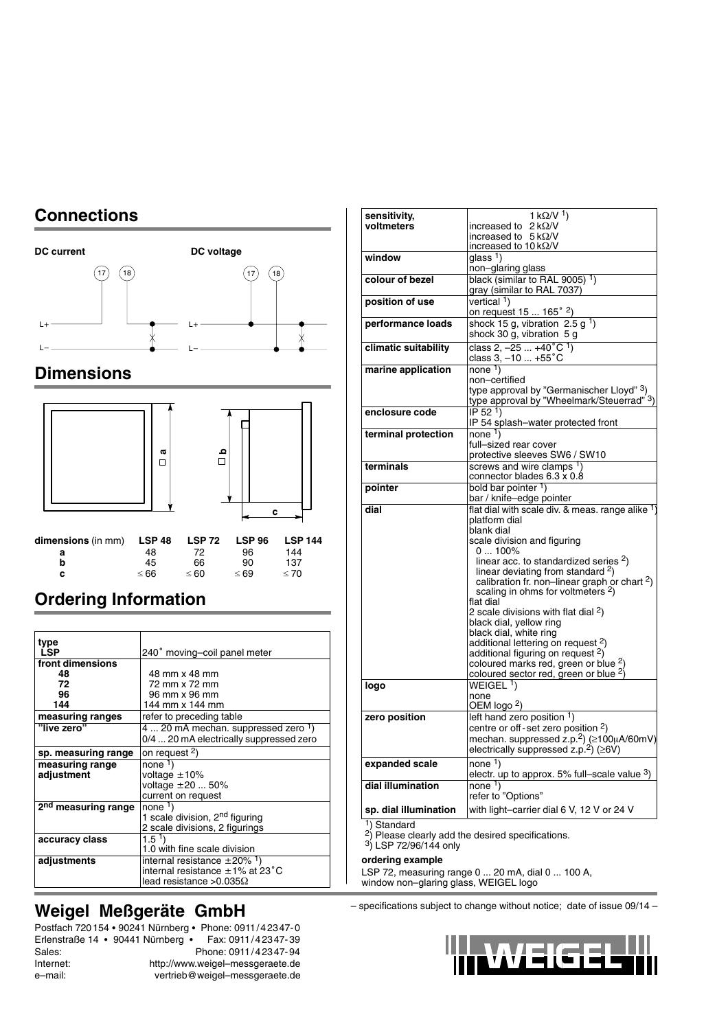## Connections

**DC current**

17 18

L+

L–

**DC voltage**

17 18

L+

L–

## Dimensions

□ a

□ b

c

| dimensions (in mm) | LSP 48 | LSP 72 | LSP 96 | LSP 144 |
|---|---|---|---|---|
| a | 48 | 72 | 96 | 144 |
| b | 45 | 66 | 90 | 137 |
| c | ≤ 66 | ≤ 60 | ≤ 69 | ≤ 70 |

## Ordering Information

| | |
|---|---|
| **type** **LSP** | 240° moving–coil panel meter |
| **front dimensions** **48** **72** **96** **144** | 48 mm x 48 mm<br>72 mm x 72 mm<br>96 mm x 96 mm<br>144 mm x 144 mm |
| **measuring ranges** | refer to preceding table |
| **"live zero"** | 4 ... 20 mA mechan. suppressed zero [1]<br>0/4 ... 20 mA electrically suppressed zero |
| **sp. measuring range** | on request [2] |
| **measuring range adjustment** | none [1]<br>voltage ±10%<br>voltage ±20 ... 50%<br>current on request |
| **2nd measuring range** | none [1]<br>1 scale division, 2nd figuring<br>2 scale divisions, 2 figurings |
| **accuracy class** | 1.5 [1]<br>1.0 with fine scale division |
| **adjustments** | internal resistance ±20% [1]<br>internal resistance ±1% at 23°C<br>lead resistance >0.035Ω |
| **sensitivity, voltmeters** | 1 kΩ/V [1]<br>increased to 2 kΩ/V<br>increased to 5 kΩ/V<br>increased to 10 kΩ/V |
| **window** | glass [1]<br>non–glaring glass |
| **colour of bezel** | black (similar to RAL 9005) [1]<br>gray (similar to RAL 7037) |
| **position of use** | vertical [1]<br>on request 15 ... 165° [2] |
| **performance loads** | shock 15 g, vibration 2.5 g [1]<br>shock 30 g, vibration 5 g |
| **climatic suitability** | class 2, –25 ... +40°C [1]<br>class 3, –10 ... +55°C |
| **marine application** | none [1]<br>non–certified<br>type approval by "Germanischer Lloyd" [3]<br>type approval by "Wheelmark/Steuerrad" [3] |
| **enclosure code** | IP 52 [1]<br>IP 54 splash–water protected front |
| **terminal protection** | none [1]<br>full–sized rear cover<br>protective sleeves SW6 / SW10 |
| **terminals** | screws and wire clamps [1]<br>connector blades 6.3 x 0.8 |
| **pointer** | bold bar pointer [1]<br>bar / knife–edge pointer |
| **dial** | flat dial with scale div. & meas. range alike [1]<br>platform dial<br>blank dial<br>scale division and figuring<br>0 ... 100%<br>linear acc. to standardized series [2]<br>linear deviating from standard [2]<br>calibration fr. non–linear graph or chart [2]<br>scaling in ohms for voltmeters [2]<br>flat dial<br>2 scale divisions with flat dial [2]<br>black dial, yellow ring<br>black dial, white ring<br>additional lettering on request [2]<br>additional figuring on request [2]<br>coloured marks red, green or blue [2]<br>coloured sector red, green or blue [2] |
| **logo** | WEIGEL [1]<br>none<br>OEM logo [2] |
| **zero position** | left hand zero position [1]<br>centre or off-set zero position [2]<br>mechan. suppressed z.p.[2] (≥100μA/60mV)<br>electrically suppressed z.p.[2] (≥6V) |
| **expanded scale** | none [1]<br>electr. up to approx. 5% full–scale value [3] |
| **dial illumination** | none [1]<br>refer to "Options" |
| **sp. dial illumination** | with light–carrier dial 6 V, 12 V or 24 V |

[1]) Standard
[2]) Please clearly add the desired specifications.
[3]) LSP 72/96/144 only

**ordering example**

LSP 72, measuring range 0 ... 20 mA, dial 0 ... 100 A, window non–glaring glass, WEIGEL logo

## Weigel Meßgeräte GmbH

Postfach 720 154 • 90241 Nürnberg • Phone: 0911 / 42347-0
Erlenstraße 14 • 90441 Nürnberg • Fax: 0911 / 42347-39
Sales: Phone: 0911 / 42347-94
Internet: http://www.weigel–messgeraete.de
e–mail: vertrieb@weigel–messgeraete.de

– specifications subject to change without notice; date of issue 09/14 –

WEIGEL